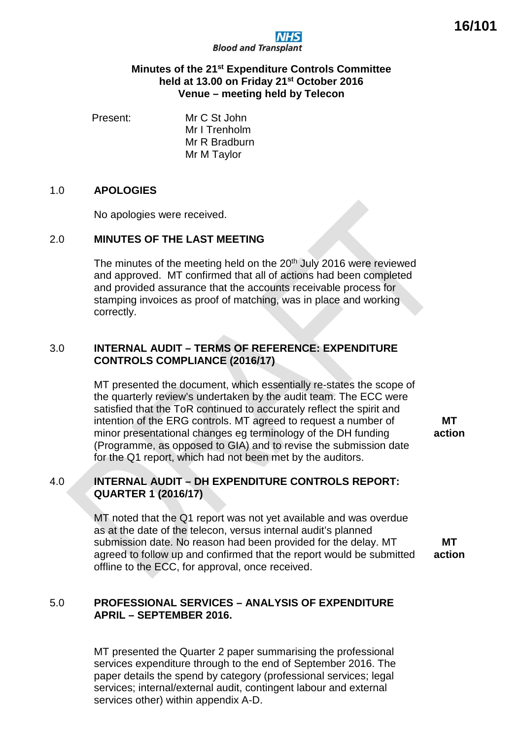16/101

**NHS Blood and Transplant**

**Minutes of the 21st Expenditure Controls Committee held at 13.00 on Friday 21st October 2016**
**Venue – meeting held by Telecon**

Present: Mr C St John
Mr I Trenholm
Mr R Bradburn
Mr M Taylor

## 1.0 APOLOGIES

No apologies were received.

## 2.0 MINUTES OF THE LAST MEETING

The minutes of the meeting held on the 20th July 2016 were reviewed and approved. MT confirmed that all of actions had been completed and provided assurance that the accounts receivable process for stamping invoices as proof of matching, was in place and working correctly.

## 3.0 INTERNAL AUDIT – TERMS OF REFERENCE: EXPENDITURE CONTROLS COMPLIANCE (2016/17)

MT presented the document, which essentially re-states the scope of the quarterly review's undertaken by the audit team. The ECC were satisfied that the ToR continued to accurately reflect the spirit and intention of the ERG controls. MT agreed to request a number of minor presentational changes eg terminology of the DH funding (Programme, as opposed to GIA) and to revise the submission date for the Q1 report, which had not been met by the auditors.

**MT action**

## 4.0 INTERNAL AUDIT – DH EXPENDITURE CONTROLS REPORT: QUARTER 1 (2016/17)

MT noted that the Q1 report was not yet available and was overdue as at the date of the telecon, versus internal audit's planned submission date. No reason had been provided for the delay. MT agreed to follow up and confirmed that the report would be submitted offline to the ECC, for approval, once received.

**MT action**

## 5.0 PROFESSIONAL SERVICES – ANALYSIS OF EXPENDITURE APRIL – SEPTEMBER 2016.

MT presented the Quarter 2 paper summarising the professional services expenditure through to the end of September 2016. The paper details the spend by category (professional services; legal services; internal/external audit, contingent labour and external services other) within appendix A-D.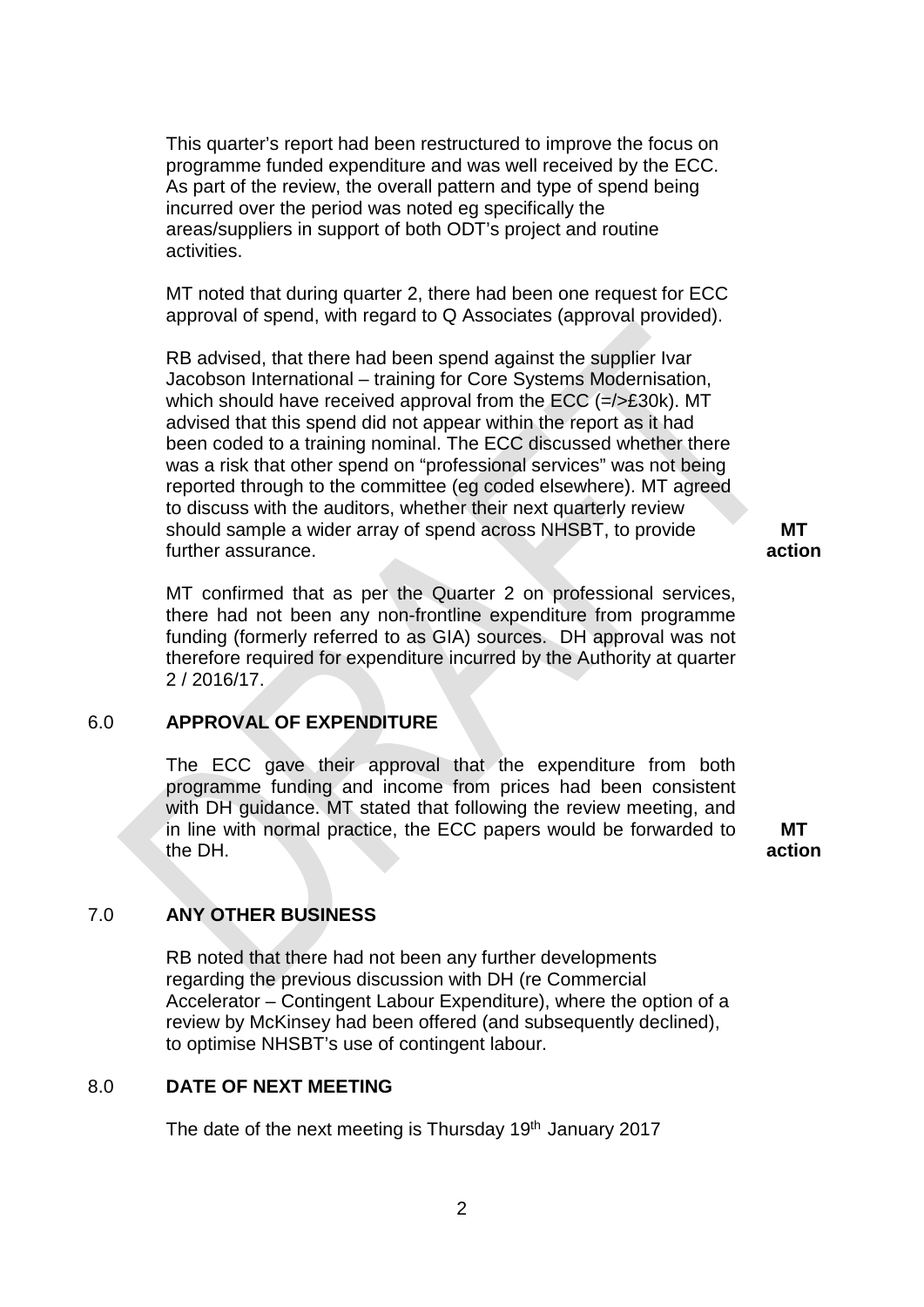This quarter's report had been restructured to improve the focus on programme funded expenditure and was well received by the ECC. As part of the review, the overall pattern and type of spend being incurred over the period was noted eg specifically the areas/suppliers in support of both ODT's project and routine activities.

MT noted that during quarter 2, there had been one request for ECC approval of spend, with regard to Q Associates (approval provided).

RB advised, that there had been spend against the supplier Ivar Jacobson International – training for Core Systems Modernisation, which should have received approval from the ECC (=/>£30k). MT advised that this spend did not appear within the report as it had been coded to a training nominal. The ECC discussed whether there was a risk that other spend on "professional services" was not being reported through to the committee (eg coded elsewhere). MT agreed to discuss with the auditors, whether their next quarterly review should sample a wider array of spend across NHSBT, to provide further assurance. **MT action**

MT confirmed that as per the Quarter 2 on professional services, there had not been any non-frontline expenditure from programme funding (formerly referred to as GIA) sources. DH approval was not therefore required for expenditure incurred by the Authority at quarter 2 / 2016/17.

## 6.0 APPROVAL OF EXPENDITURE

The ECC gave their approval that the expenditure from both programme funding and income from prices had been consistent with DH guidance. MT stated that following the review meeting, and in line with normal practice, the ECC papers would be forwarded to the DH. **MT action**

## 7.0 ANY OTHER BUSINESS

RB noted that there had not been any further developments regarding the previous discussion with DH (re Commercial Accelerator – Contingent Labour Expenditure), where the option of a review by McKinsey had been offered (and subsequently declined), to optimise NHSBT's use of contingent labour.

## 8.0 DATE OF NEXT MEETING

The date of the next meeting is Thursday 19th January 2017